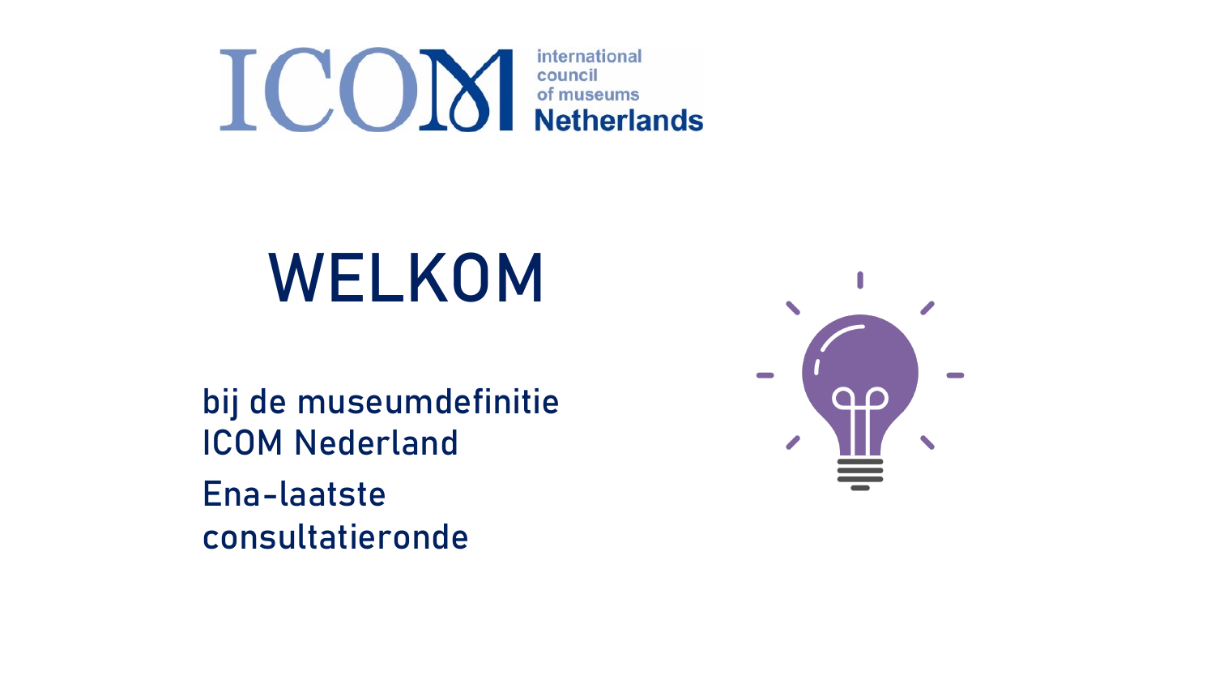ICOM international council of museums Netherlands

# WELKOM

bij de museumdefinitie ICOM Nederland

Ena-laatste consultatieronde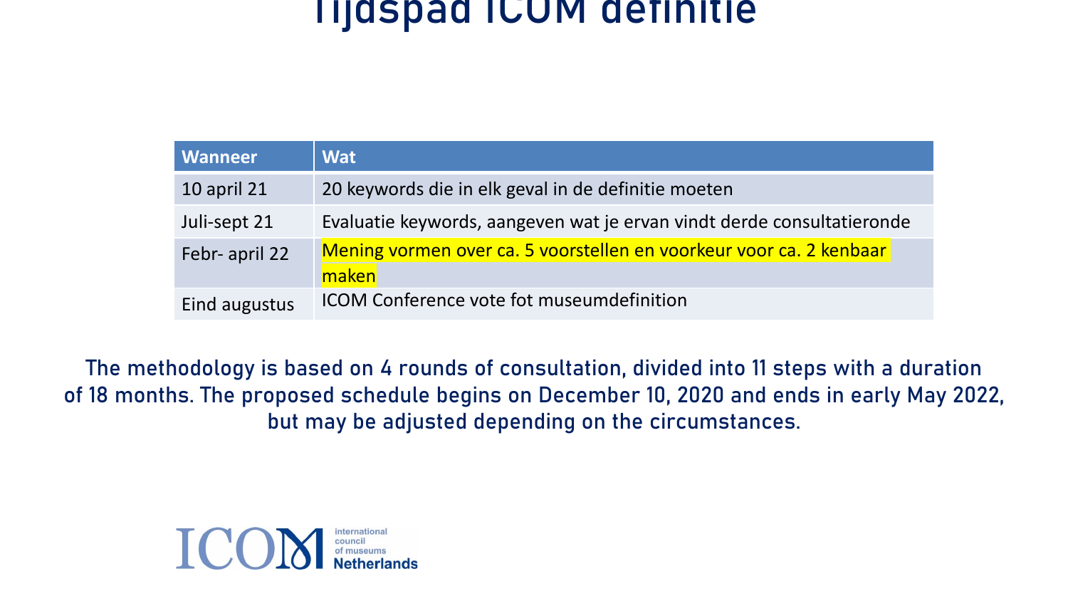# Tijdspad ICOM definitie

| Wanneer | Wat |
| --- | --- |
| 10 april 21 | 20 keywords die in elk geval in de definitie moeten |
| Juli-sept 21 | Evaluatie keywords, aangeven wat je ervan vindt derde consultatieronde |
| Febr- april 22 | Mening vormen over ca. 5 voorstellen en voorkeur voor ca. 2 kenbaar maken |
| Eind augustus | ICOM Conference vote fot museumdefinition |

The methodology is based on 4 rounds of consultation, divided into 11 steps with a duration of 18 months. The proposed schedule begins on December 10, 2020 and ends in early May 2022, but may be adjusted depending on the circumstances.

ICOM international council of museums Netherlands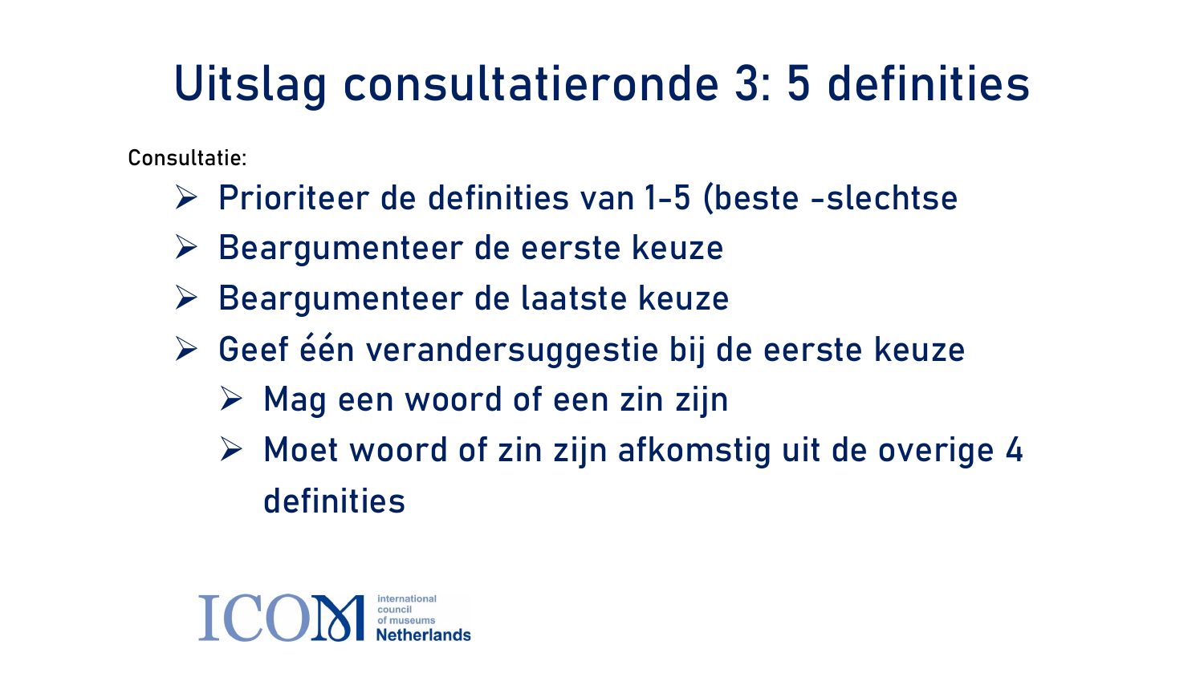# Uitslag consultatieronde 3: 5 definities

Consultatie:

- Prioriteer de definities van 1-5 (beste -slechtse
- Beargumenteer de eerste keuze
- Beargumenteer de laatste keuze
- Geef één verandersuggestie bij de eerste keuze
  - Mag een woord of een zin zijn
  - Moet woord of zin zijn afkomstig uit de overige 4 definities

ICOM international council of museums Netherlands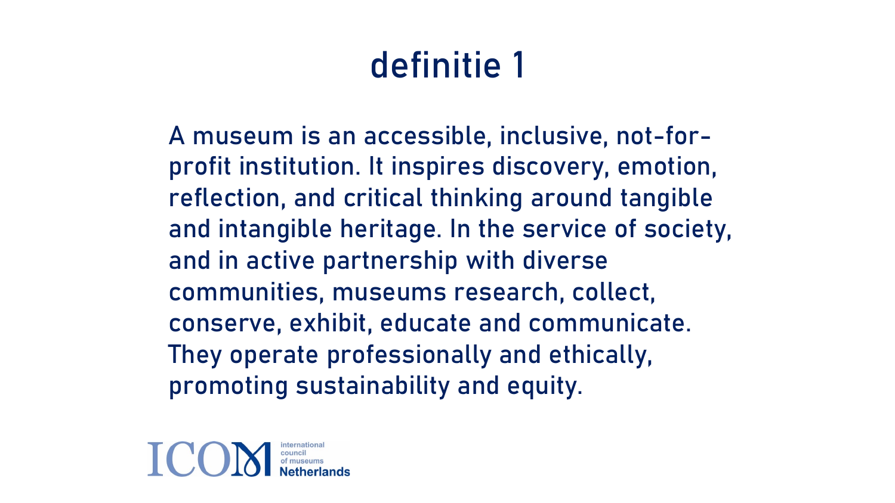# definitie 1

A museum is an accessible, inclusive, not-for-profit institution. It inspires discovery, emotion, reflection, and critical thinking around tangible and intangible heritage. In the service of society, and in active partnership with diverse communities, museums research, collect, conserve, exhibit, educate and communicate. They operate professionally and ethically, promoting sustainability and equity.

ICOM international council of museums Netherlands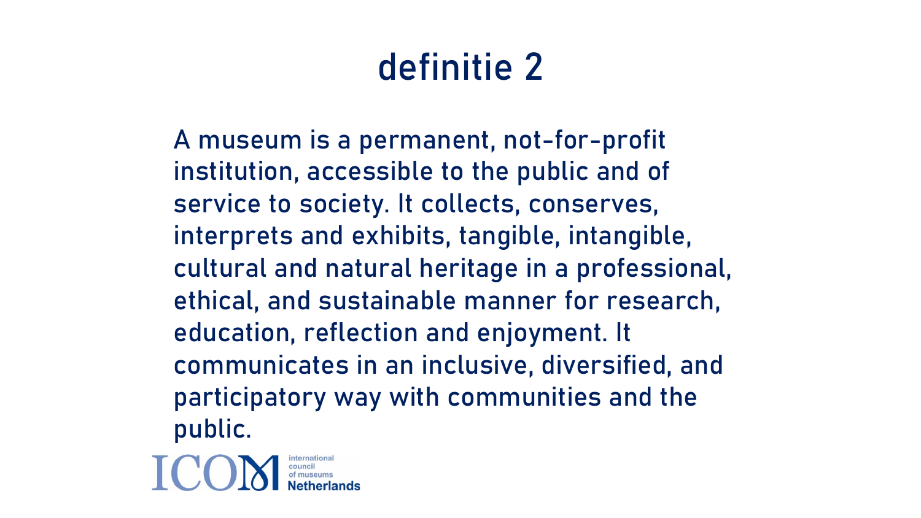# definitie 2

A museum is a permanent, not-for-profit institution, accessible to the public and of service to society. It collects, conserves, interprets and exhibits, tangible, intangible, cultural and natural heritage in a professional, ethical, and sustainable manner for research, education, reflection and enjoyment. It communicates in an inclusive, diversified, and participatory way with communities and the public.

ICOM international council of museums **Netherlands**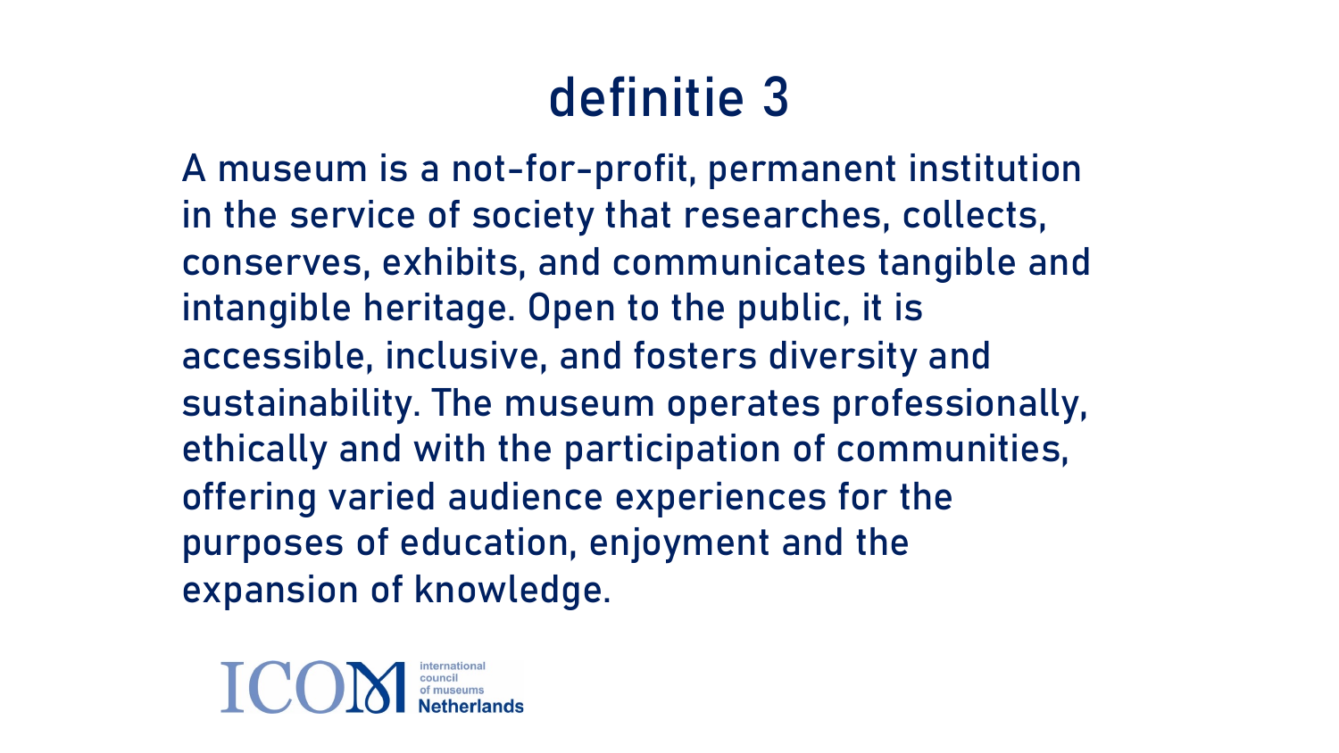# definitie 3

A museum is a not-for-profit, permanent institution in the service of society that researches, collects, conserves, exhibits, and communicates tangible and intangible heritage. Open to the public, it is accessible, inclusive, and fosters diversity and sustainability. The museum operates professionally, ethically and with the participation of communities, offering varied audience experiences for the purposes of education, enjoyment and the expansion of knowledge.

ICOM international council of museums Netherlands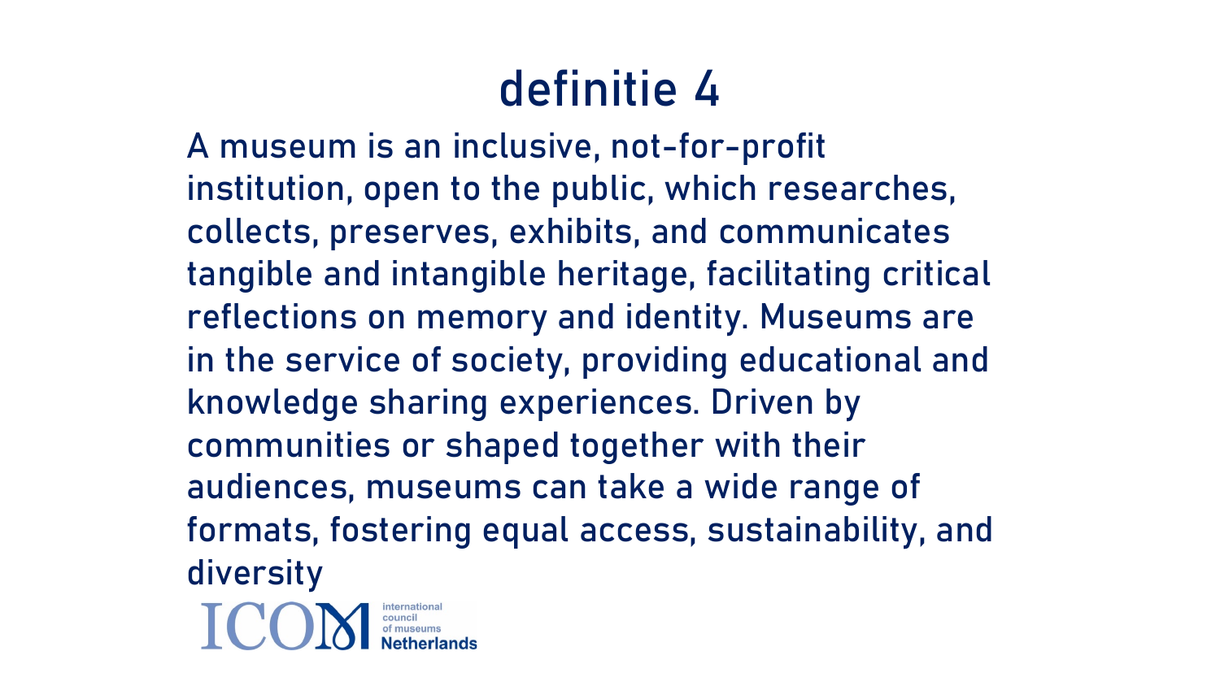# definitie 4

A museum is an inclusive, not-for-profit institution, open to the public, which researches, collects, preserves, exhibits, and communicates tangible and intangible heritage, facilitating critical reflections on memory and identity. Museums are in the service of society, providing educational and knowledge sharing experiences. Driven by communities or shaped together with their audiences, museums can take a wide range of formats, fostering equal access, sustainability, and diversity

ICOM international council of museums Netherlands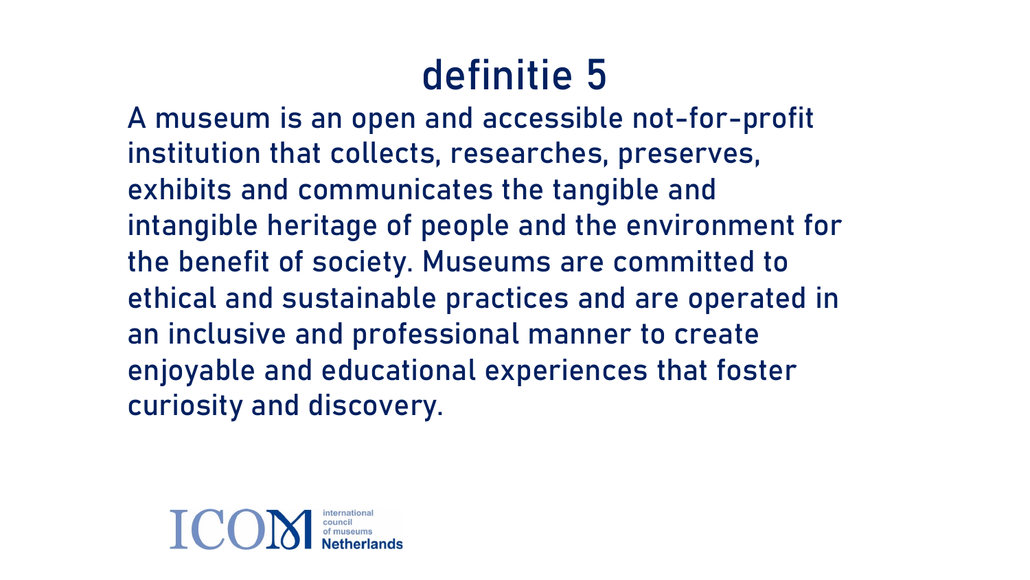# definitie 5

A museum is an open and accessible not-for-profit institution that collects, researches, preserves, exhibits and communicates the tangible and intangible heritage of people and the environment for the benefit of society. Museums are committed to ethical and sustainable practices and are operated in an inclusive and professional manner to create enjoyable and educational experiences that foster curiosity and discovery.

ICOM international council of museums Netherlands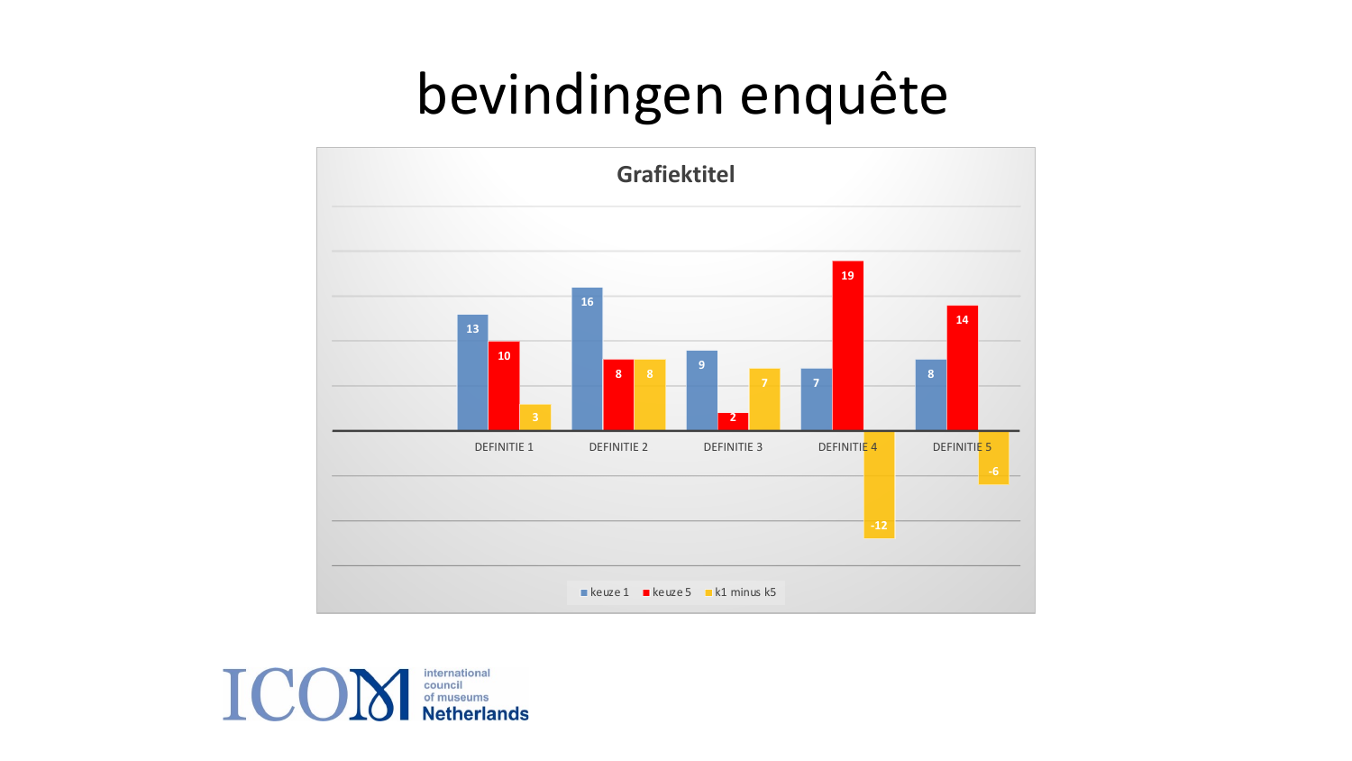# bevindingen enquête

**Grafiektitel**

| | keuze 1 | keuze 5 | k1 minus k5 |
|---|---|---|---|
| DEFINITIE 1 | 13 | 10 | 3 |
| DEFINITIE 2 | 16 | 8 | 8 |
| DEFINITIE 3 | 9 | 2 | 7 |
| DEFINITIE 4 | 7 | 19 | -12 |
| DEFINITIE 5 | 8 | 14 | -6 |

ICOM international council of museums Netherlands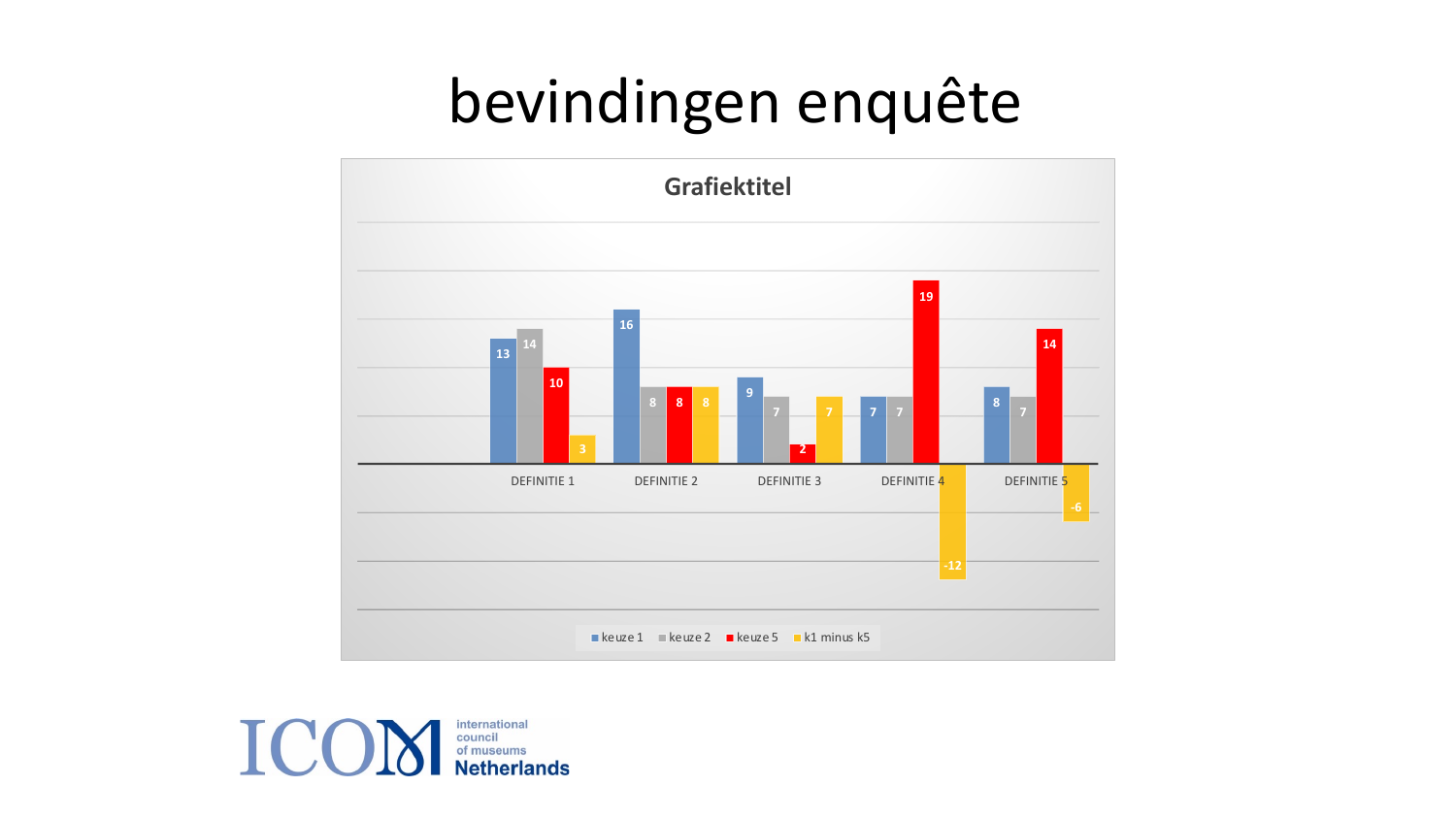# bevindingen enquête

**Grafiektitel**

| | keuze 1 | keuze 2 | keuze 5 | k1 minus k5 |
|---|---|---|---|---|
| DEFINITIE 1 | 13 | 14 | 10 | 3 |
| DEFINITIE 2 | 16 | 8 | 8 | 8 |
| DEFINITIE 3 | 9 | 7 | 2 | 7 |
| DEFINITIE 4 | 7 | 7 | 19 | -12 |
| DEFINITIE 5 | 8 | 7 | 14 | -6 |

ICOM international council of museums Netherlands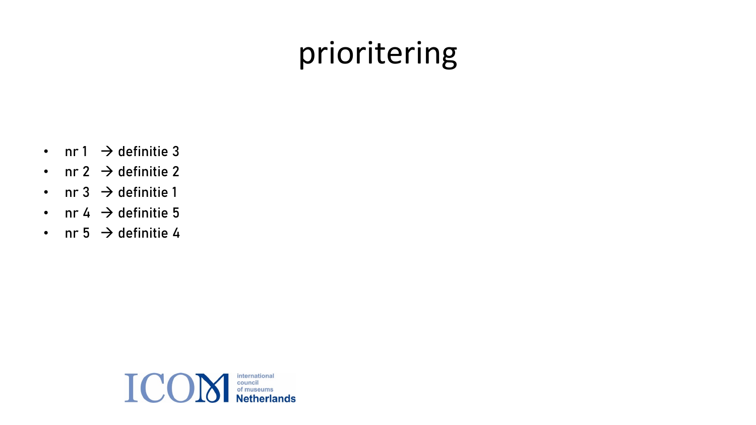# prioritering

- nr 1 → definitie 3
- nr 2 → definitie 2
- nr 3 → definitie 1
- nr 4 → definitie 5
- nr 5 → definitie 4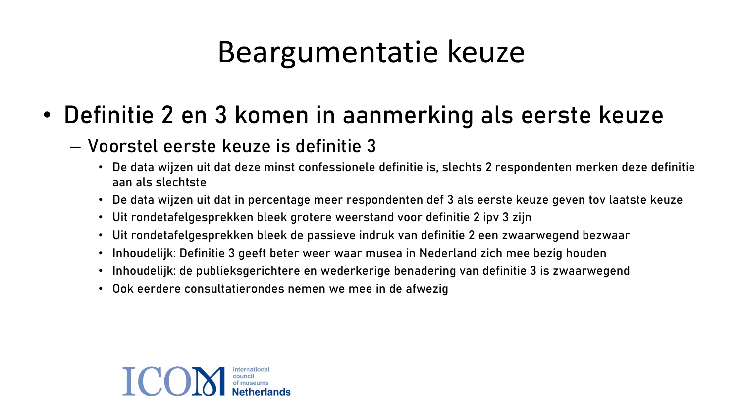# Beargumentatie keuze

- Definitie 2 en 3 komen in aanmerking als eerste keuze
  - Voorstel eerste keuze is definitie 3
    - De data wijzen uit dat deze minst confessionele definitie is, slechts 2 respondenten merken deze definitie aan als slechtste
    - De data wijzen uit dat in percentage meer respondenten def 3 als eerste keuze geven tov laatste keuze
    - Uit rondetafelgesprekken bleek grotere weerstand voor definitie 2 ipv 3 zijn
    - Uit rondetafelgesprekken bleek de passieve indruk van definitie 2 een zwaarwegend bezwaar
    - Inhoudelijk: Definitie 3 geeft beter weer waar musea in Nederland zich mee bezig houden
    - Inhoudelijk: de publieksgerichtere en wederkerige benadering van definitie 3 is zwaarwegend
    - Ook eerdere consultatierondes nemen we mee in de afwezig

ICOM international council of museums Netherlands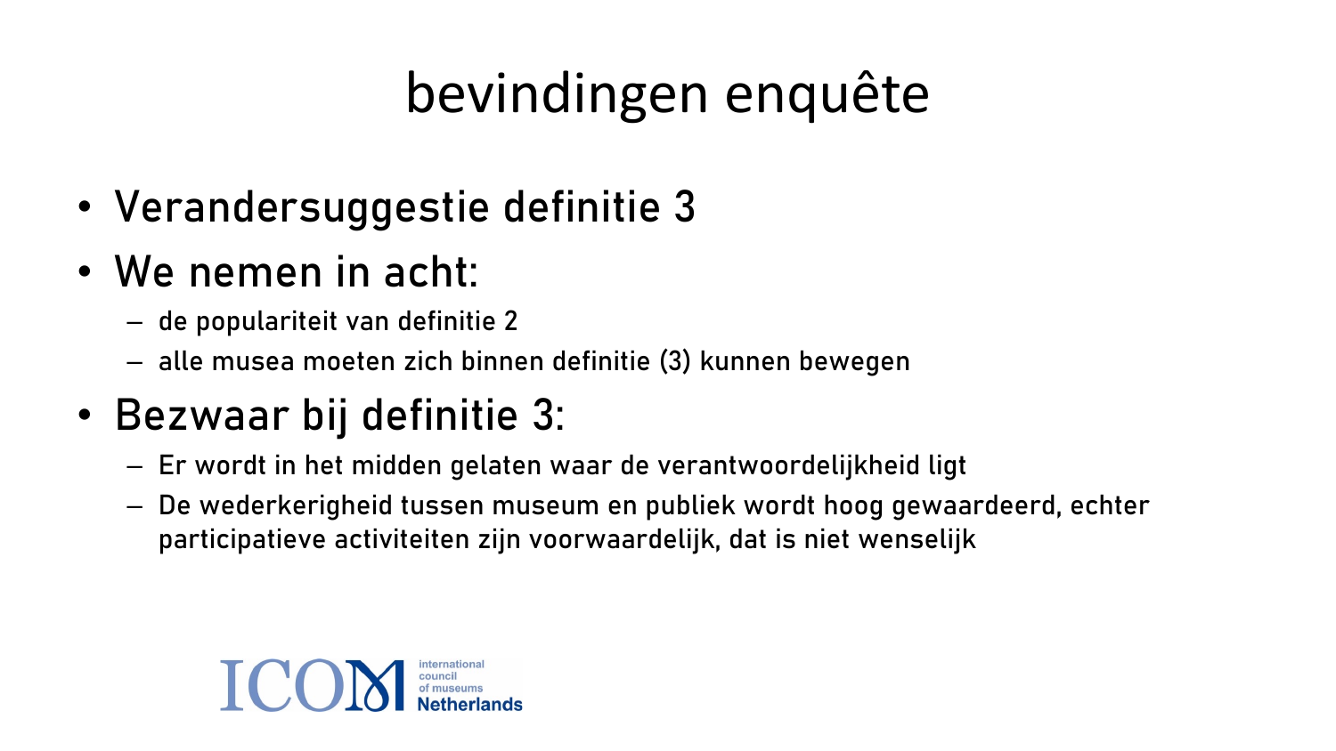# bevindingen enquête

- Verandersuggestie definitie 3
- We nemen in acht:
  - de populariteit van definitie 2
  - alle musea moeten zich binnen definitie (3) kunnen bewegen
- Bezwaar bij definitie 3:
  - Er wordt in het midden gelaten waar de verantwoordelijkheid ligt
  - De wederkerigheid tussen museum en publiek wordt hoog gewaardeerd, echter participatieve activiteiten zijn voorwaardelijk, dat is niet wenselijk

ICOM international council of museums Netherlands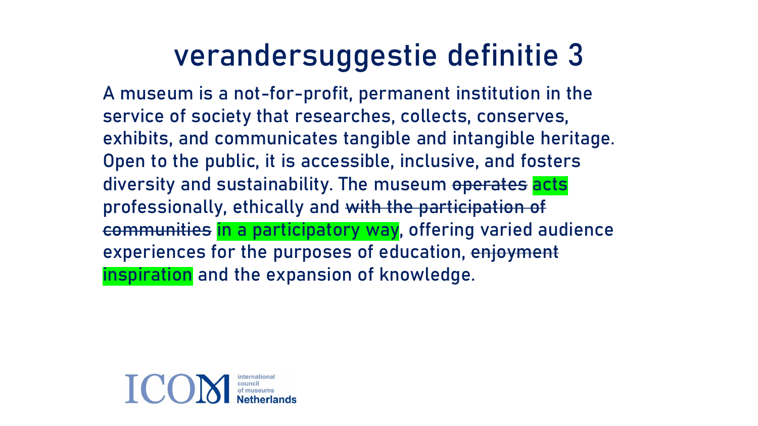# verandersuggestie definitie 3

A museum is a not-for-profit, permanent institution in the service of society that researches, collects, conserves, exhibits, and communicates tangible and intangible heritage. Open to the public, it is accessible, inclusive, and fosters diversity and sustainability. The museum ~~operates~~ acts professionally, ethically and ~~with the participation of communities~~ in a participatory way, offering varied audience experiences for the purposes of education, ~~enjoyment~~ inspiration and the expansion of knowledge.

ICOM international council of museums Netherlands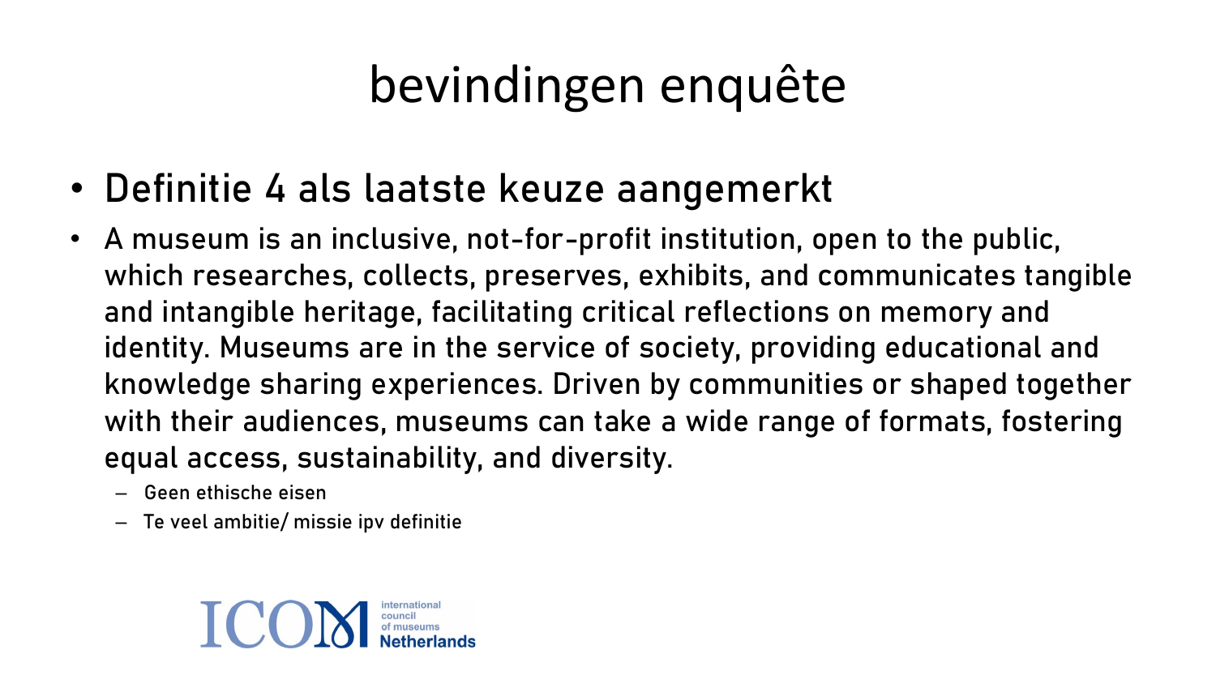# bevindingen enquête

- Definitie 4 als laatste keuze aangemerkt
- A museum is an inclusive, not-for-profit institution, open to the public, which researches, collects, preserves, exhibits, and communicates tangible and intangible heritage, facilitating critical reflections on memory and identity. Museums are in the service of society, providing educational and knowledge sharing experiences. Driven by communities or shaped together with their audiences, museums can take a wide range of formats, fostering equal access, sustainability, and diversity.
  - Geen ethische eisen
  - Te veel ambitie/ missie ipv definitie

ICOM international council of museums Netherlands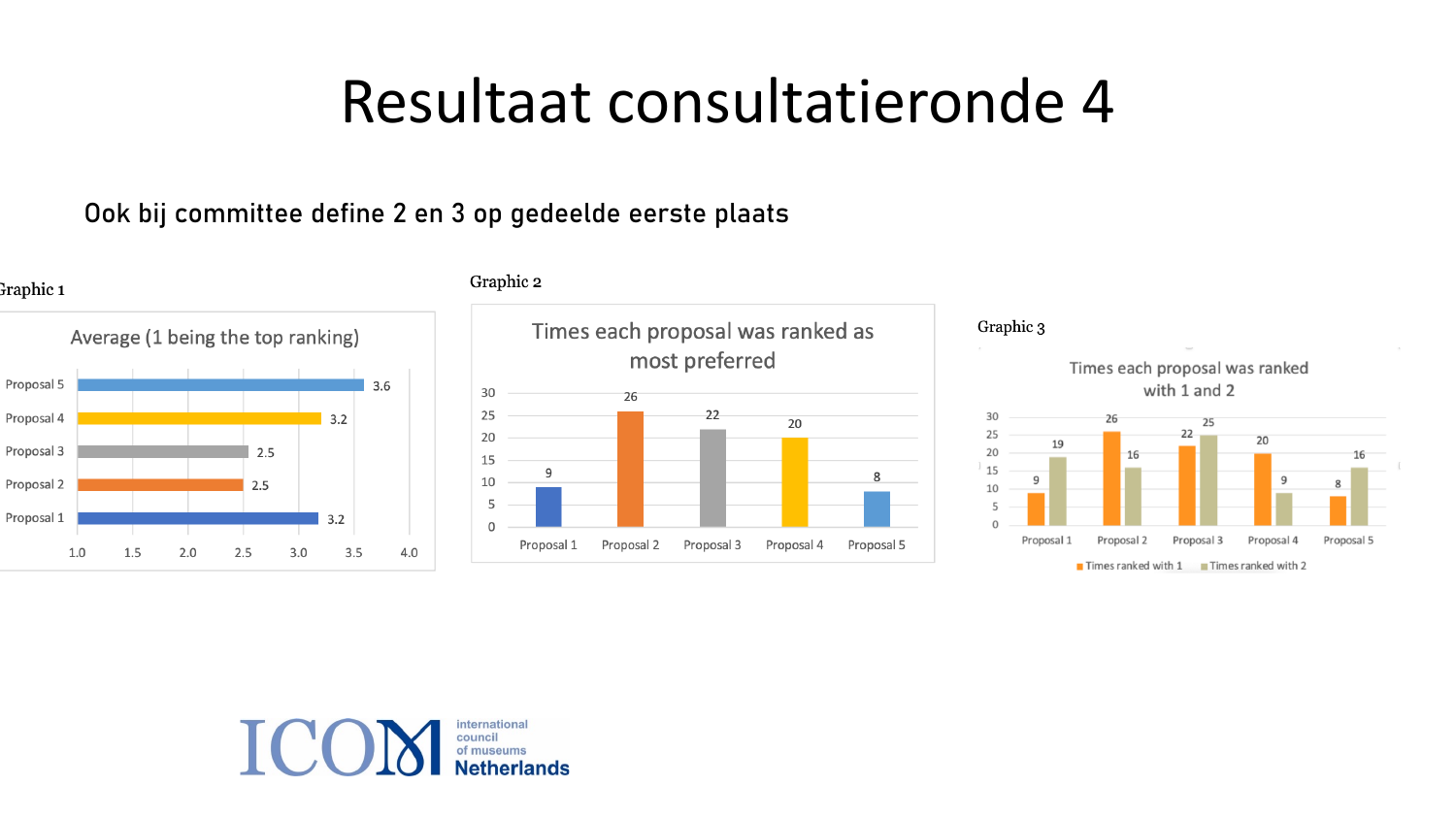# Resultaat consultatieronde 4

Ook bij committee define 2 en 3 op gedeelde eerste plaats

Graphic 1

**Average (1 being the top ranking)**

| Proposal | Average |
| --- | --- |
| Proposal 5 | 3.6 |
| Proposal 4 | 3.2 |
| Proposal 3 | 2.5 |
| Proposal 2 | 2.5 |
| Proposal 1 | 3.2 |

Graphic 2

**Times each proposal was ranked as most preferred**

| Proposal | Times ranked most preferred |
| --- | --- |
| Proposal 1 | 9 |
| Proposal 2 | 26 |
| Proposal 3 | 22 |
| Proposal 4 | 20 |
| Proposal 5 | 8 |

Graphic 3

**Times each proposal was ranked with 1 and 2**

| Proposal | Times ranked with 1 | Times ranked with 2 |
| --- | --- | --- |
| Proposal 1 | 9 | 19 |
| Proposal 2 | 26 | 16 |
| Proposal 3 | 22 | 25 |
| Proposal 4 | 20 | 9 |
| Proposal 5 | 8 | 16 |

ICOM international council of museums Netherlands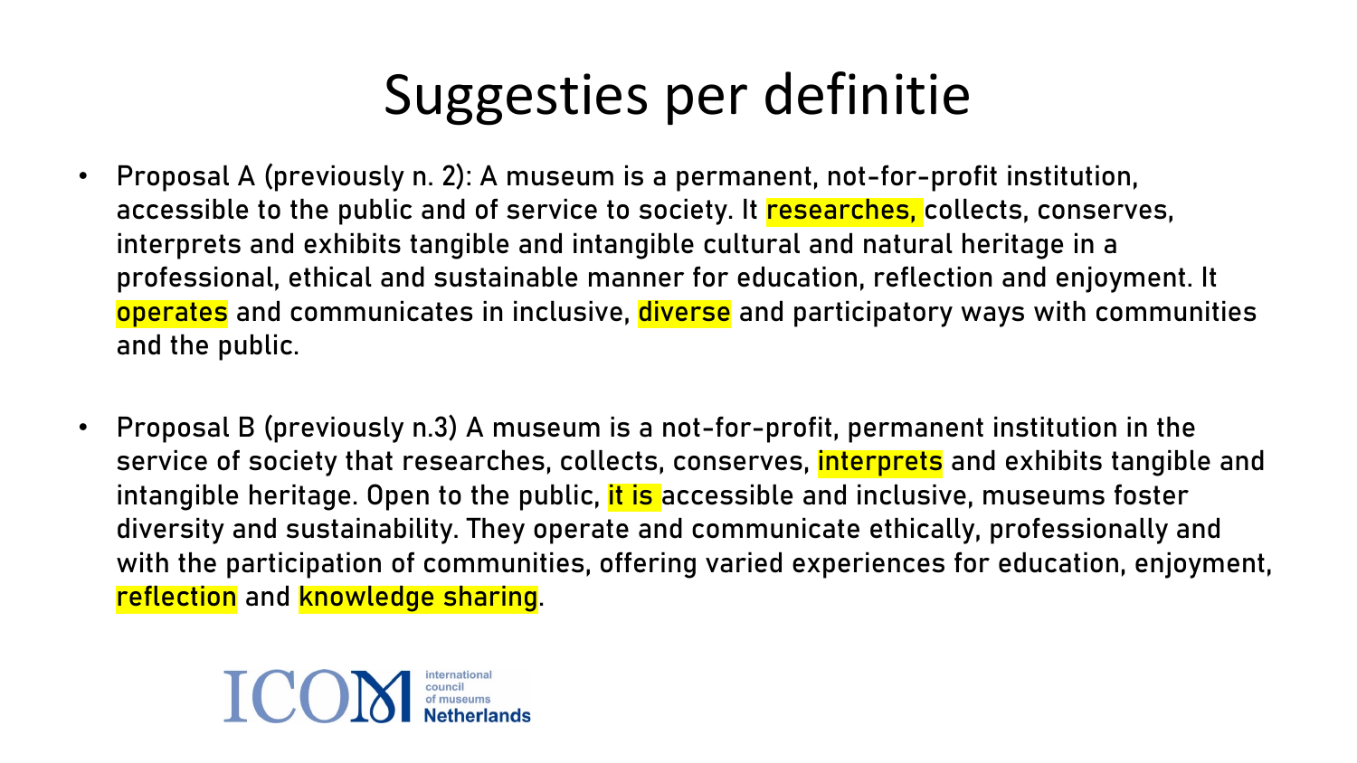# Suggesties per definitie

- Proposal A (previously n. 2): A museum is a permanent, not-for-profit institution, accessible to the public and of service to society. It researches, collects, conserves, interprets and exhibits tangible and intangible cultural and natural heritage in a professional, ethical and sustainable manner for education, reflection and enjoyment. It operates and communicates in inclusive, diverse and participatory ways with communities and the public.

- Proposal B (previously n.3) A museum is a not-for-profit, permanent institution in the service of society that researches, collects, conserves, interprets and exhibits tangible and intangible heritage. Open to the public, it is accessible and inclusive, museums foster diversity and sustainability. They operate and communicate ethically, professionally and with the participation of communities, offering varied experiences for education, enjoyment, reflection and knowledge sharing.

ICOM international council of museums Netherlands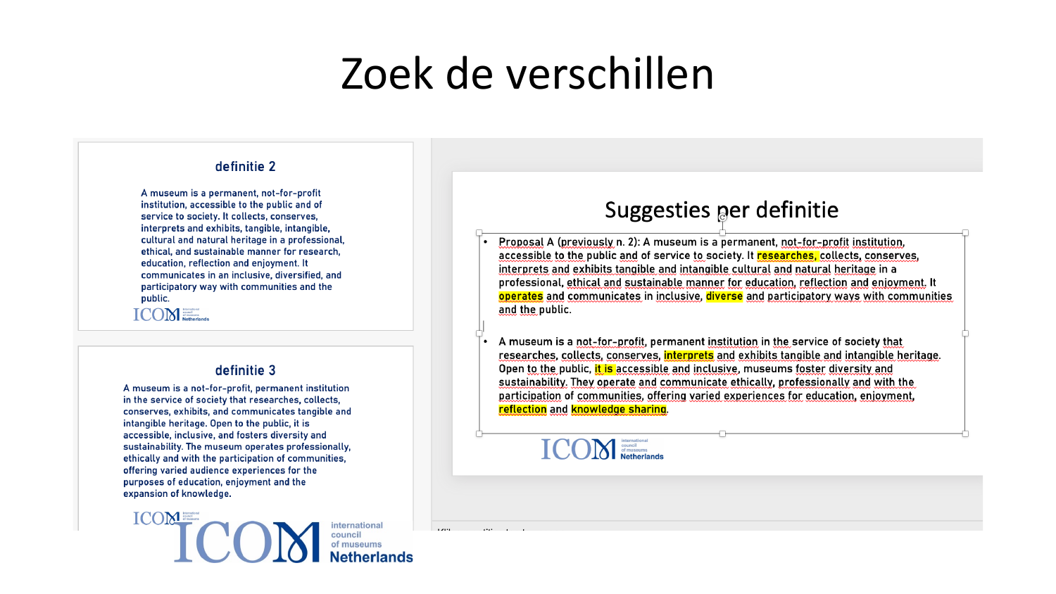# Zoek de verschillen

## definitie 2

A museum is a permanent, not-for-profit institution, accessible to the public and of service to society. It collects, conserves, interprets and exhibits, tangible, intangible, cultural and natural heritage in a professional, ethical, and sustainable manner for research, education, reflection and enjoyment. It communicates in an inclusive, diversified, and participatory way with communities and the public.

ICOM Netherlands

## definitie 3

A museum is a not-for-profit, permanent institution in the service of society that researches, collects, conserves, exhibits, and communicates tangible and intangible heritage. Open to the public, it is accessible, inclusive, and fosters diversity and sustainability. The museum operates professionally, ethically and with the participation of communities, offering varied audience experiences for the purposes of education, enjoyment and the expansion of knowledge.

ICOM Netherlands

## Suggesties per definitie

- Proposal A (previously n. 2): A museum is a permanent, not-for-profit institution, accessible to the public and of service to society. It **researches**, collects, conserves, interprets and exhibits tangible and intangible cultural and natural heritage in a professional, ethical and sustainable manner for education, reflection and enjoyment. It **operates** and communicates in inclusive, **diverse** and participatory ways with communities and the public.

- A museum is a not-for-profit, permanent institution in the service of society that researches, collects, conserves, **interprets** and exhibits tangible and intangible heritage. Open to the public, **it is** accessible and inclusive, museums foster diversity and sustainability. They operate and communicate ethically, professionally and with the participation of communities, offering varied experiences for education, enjoyment, **reflection** and **knowledge sharing**.

ICOM Netherlands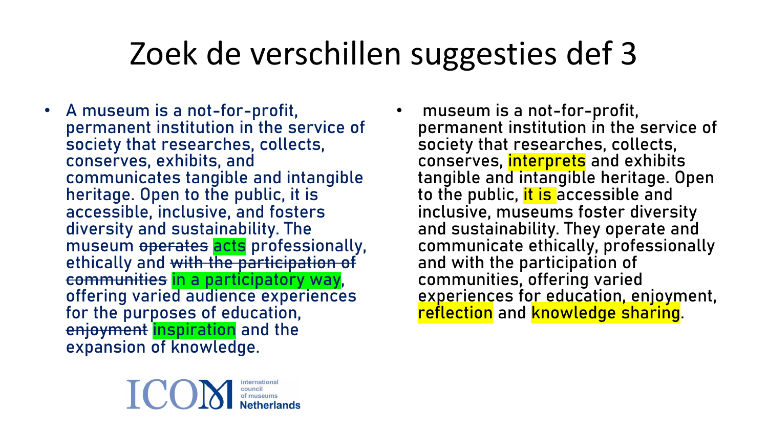# Zoek de verschillen suggesties def 3

- A museum is a not-for-profit, permanent institution in the service of society that researches, collects, conserves, exhibits, and communicates tangible and intangible heritage. Open to the public, it is accessible, inclusive, and fosters diversity and sustainability. The museum ~~operates~~ acts professionally, ethically and ~~with the participation of communities~~ in a participatory way, offering varied audience experiences for the purposes of education, ~~enjoyment~~ inspiration and the expansion of knowledge.

- museum is a not-for-profit, permanent institution in the service of society that researches, collects, conserves, interprets and exhibits tangible and intangible heritage. Open to the public, it is accessible and inclusive, museums foster diversity and sustainability. They operate and communicate ethically, professionally and with the participation of communities, offering varied experiences for education, enjoyment, reflection and knowledge sharing.

ICOM international council of museums Netherlands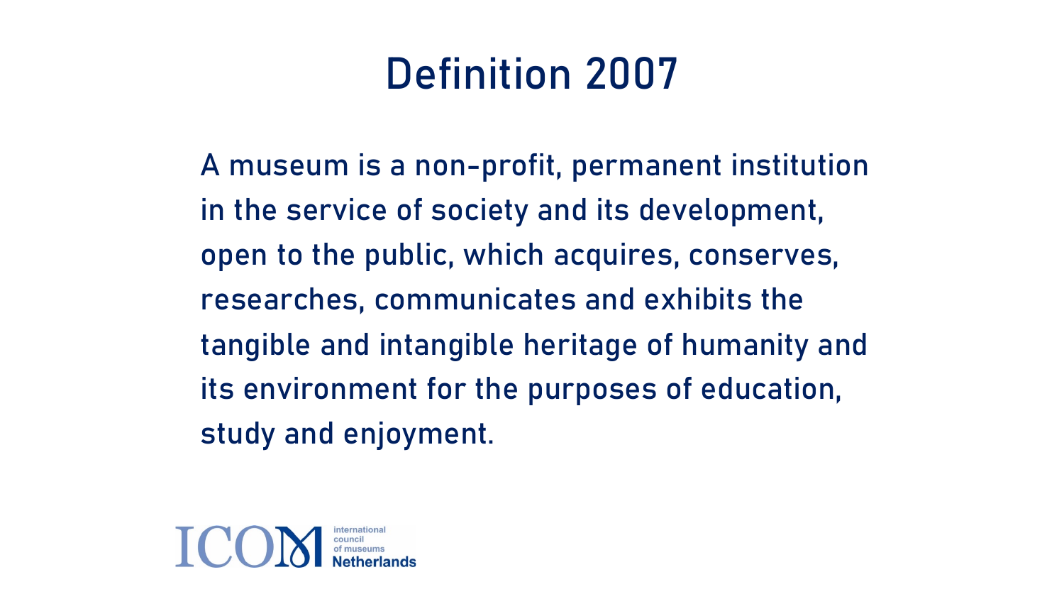# Definition 2007

A museum is a non-profit, permanent institution in the service of society and its development, open to the public, which acquires, conserves, researches, communicates and exhibits the tangible and intangible heritage of humanity and its environment for the purposes of education, study and enjoyment.

ICOM international council of museums **Netherlands**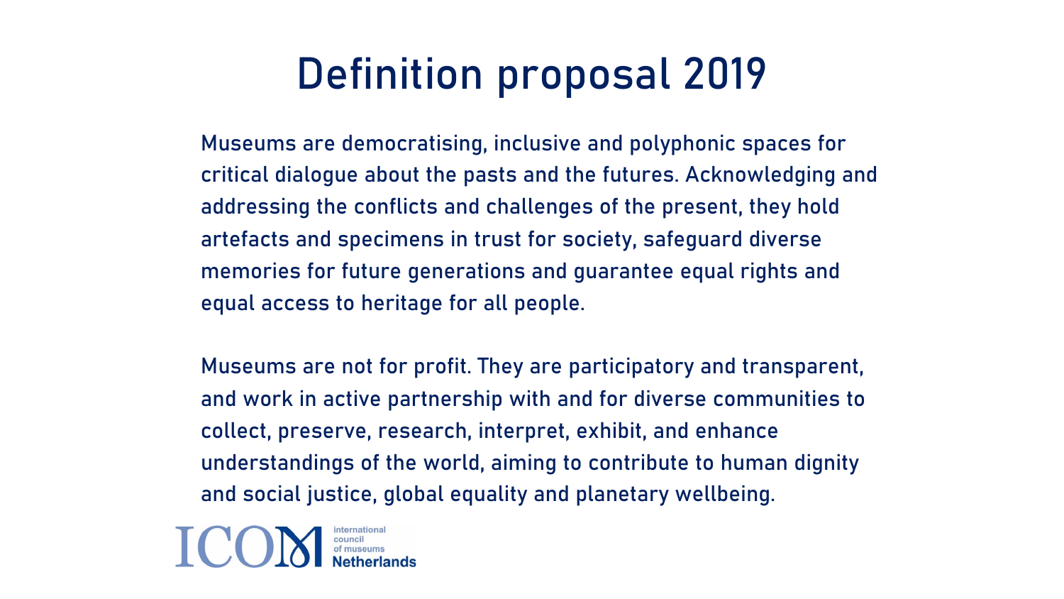# Definition proposal 2019

Museums are democratising, inclusive and polyphonic spaces for critical dialogue about the pasts and the futures. Acknowledging and addressing the conflicts and challenges of the present, they hold artefacts and specimens in trust for society, safeguard diverse memories for future generations and guarantee equal rights and equal access to heritage for all people.

Museums are not for profit. They are participatory and transparent, and work in active partnership with and for diverse communities to collect, preserve, research, interpret, exhibit, and enhance understandings of the world, aiming to contribute to human dignity and social justice, global equality and planetary wellbeing.

ICOM international council of museums **Netherlands**